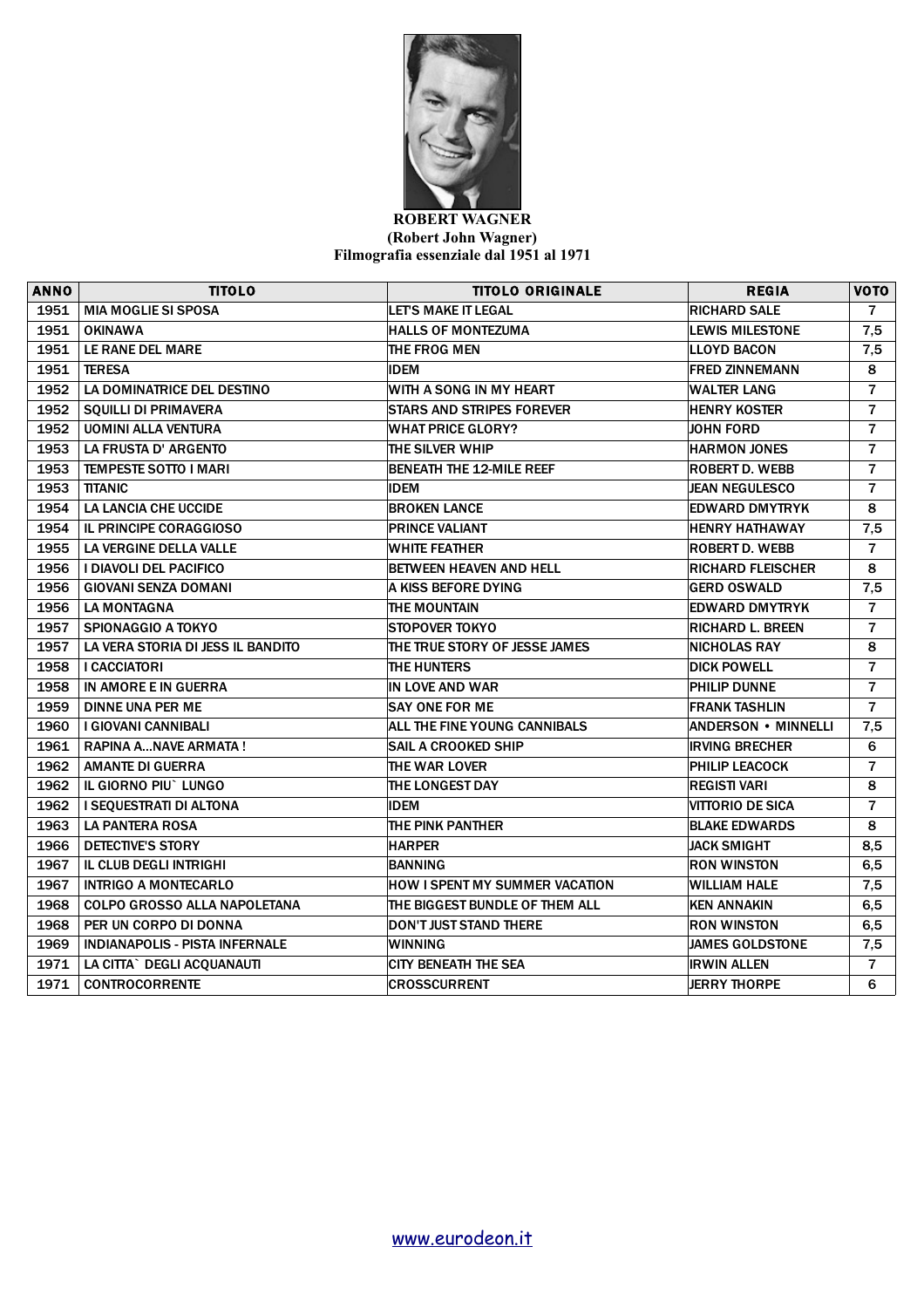**ROBERT WAGNER**
**(Robert John Wagner)**
**Filmografia essenziale dal 1951 al 1971**

| ANNO | TITOLO | TITOLO ORIGINALE | REGIA | VOTO |
|---|---|---|---|---|
| 1951 | MIA MOGLIE SI SPOSA | LET'S MAKE IT LEGAL | RICHARD SALE | 7 |
| 1951 | OKINAWA | HALLS OF MONTEZUMA | LEWIS MILESTONE | 7,5 |
| 1951 | LE RANE DEL MARE | THE FROG MEN | LLOYD BACON | 7,5 |
| 1951 | TERESA | IDEM | FRED ZINNEMANN | 8 |
| 1952 | LA DOMINATRICE DEL DESTINO | WITH A SONG IN MY HEART | WALTER LANG | 7 |
| 1952 | SQUILLI DI PRIMAVERA | STARS AND STRIPES FOREVER | HENRY KOSTER | 7 |
| 1952 | UOMINI ALLA VENTURA | WHAT PRICE GLORY? | JOHN FORD | 7 |
| 1953 | LA FRUSTA D' ARGENTO | THE SILVER WHIP | HARMON JONES | 7 |
| 1953 | TEMPESTE SOTTO I MARI | BENEATH THE 12-MILE REEF | ROBERT D. WEBB | 7 |
| 1953 | TITANIC | IDEM | JEAN NEGULESCO | 7 |
| 1954 | LA LANCIA CHE UCCIDE | BROKEN LANCE | EDWARD DMYTRYK | 8 |
| 1954 | IL PRINCIPE CORAGGIOSO | PRINCE VALIANT | HENRY HATHAWAY | 7,5 |
| 1955 | LA VERGINE DELLA VALLE | WHITE FEATHER | ROBERT D. WEBB | 7 |
| 1956 | I DIAVOLI DEL PACIFICO | BETWEEN HEAVEN AND HELL | RICHARD FLEISCHER | 8 |
| 1956 | GIOVANI SENZA DOMANI | A KISS BEFORE DYING | GERD OSWALD | 7,5 |
| 1956 | LA MONTAGNA | THE MOUNTAIN | EDWARD DMYTRYK | 7 |
| 1957 | SPIONAGGIO A TOKYO | STOPOVER TOKYO | RICHARD L. BREEN | 7 |
| 1957 | LA VERA STORIA DI JESS IL BANDITO | THE TRUE STORY OF JESSE JAMES | NICHOLAS RAY | 8 |
| 1958 | I CACCIATORI | THE HUNTERS | DICK POWELL | 7 |
| 1958 | IN AMORE E IN GUERRA | IN LOVE AND WAR | PHILIP DUNNE | 7 |
| 1959 | DINNE UNA PER ME | SAY ONE FOR ME | FRANK TASHLIN | 7 |
| 1960 | I GIOVANI CANNIBALI | ALL THE FINE YOUNG CANNIBALS | ANDERSON • MINNELLI | 7,5 |
| 1961 | RAPINA A...NAVE ARMATA ! | SAIL A CROOKED SHIP | IRVING BRECHER | 6 |
| 1962 | AMANTE DI GUERRA | THE WAR LOVER | PHILIP LEACOCK | 7 |
| 1962 | IL GIORNO PIU` LUNGO | THE LONGEST DAY | REGISTI VARI | 8 |
| 1962 | I SEQUESTRATI DI ALTONA | IDEM | VITTORIO DE SICA | 7 |
| 1963 | LA PANTERA ROSA | THE PINK PANTHER | BLAKE EDWARDS | 8 |
| 1966 | DETECTIVE'S STORY | HARPER | JACK SMIGHT | 8,5 |
| 1967 | IL CLUB DEGLI INTRIGHI | BANNING | RON WINSTON | 6,5 |
| 1967 | INTRIGO A MONTECARLO | HOW I SPENT MY SUMMER VACATION | WILLIAM HALE | 7,5 |
| 1968 | COLPO GROSSO ALLA NAPOLETANA | THE BIGGEST BUNDLE OF THEM ALL | KEN ANNAKIN | 6,5 |
| 1968 | PER UN CORPO DI DONNA | DON'T JUST STAND THERE | RON WINSTON | 6,5 |
| 1969 | INDIANAPOLIS - PISTA INFERNALE | WINNING | JAMES GOLDSTONE | 7,5 |
| 1971 | LA CITTA` DEGLI ACQUANAUTI | CITY BENEATH THE SEA | IRWIN ALLEN | 7 |
| 1971 | CONTROCORRENTE | CROSSCURRENT | JERRY THORPE | 6 |

www.eurodeon.it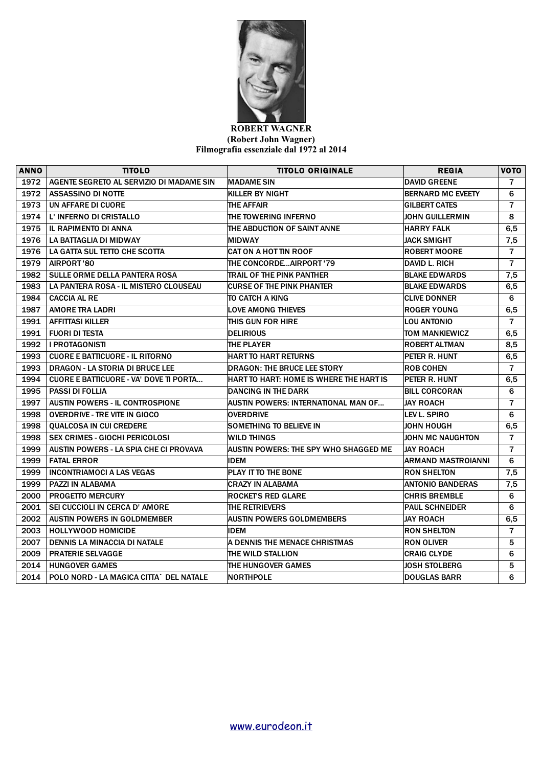**ROBERT WAGNER**
**(Robert John Wagner)**
**Filmografia essenziale dal 1972 al 2014**

| ANNO | TITOLO | TITOLO ORIGINALE | REGIA | VOTO |
|---|---|---|---|---|
| 1972 | AGENTE SEGRETO AL SERVIZIO DI MADAME SIN | MADAME SIN | DAVID GREENE | 7 |
| 1972 | ASSASSINO DI NOTTE | KILLER BY NIGHT | BERNARD MC EVEETY | 6 |
| 1973 | UN AFFARE DI CUORE | THE AFFAIR | GILBERT CATES | 7 |
| 1974 | L' INFERNO DI CRISTALLO | THE TOWERING INFERNO | JOHN GUILLERMIN | 8 |
| 1975 | IL RAPIMENTO DI ANNA | THE ABDUCTION OF SAINT ANNE | HARRY FALK | 6,5 |
| 1976 | LA BATTAGLIA DI MIDWAY | MIDWAY | JACK SMIGHT | 7,5 |
| 1976 | LA GATTA SUL TETTO CHE SCOTTA | CAT ON A HOT TIN ROOF | ROBERT MOORE | 7 |
| 1979 | AIRPORT '80 | THE CONCORDE...AIRPORT '79 | DAVID L. RICH | 7 |
| 1982 | SULLE ORME DELLA PANTERA ROSA | TRAIL OF THE PINK PANTHER | BLAKE EDWARDS | 7,5 |
| 1983 | LA PANTERA ROSA - IL MISTERO CLOUSEAU | CURSE OF THE PINK PHANTER | BLAKE EDWARDS | 6,5 |
| 1984 | CACCIA AL RE | TO CATCH A KING | CLIVE DONNER | 6 |
| 1987 | AMORE TRA LADRI | LOVE AMONG THIEVES | ROGER YOUNG | 6,5 |
| 1991 | AFFITTASI KILLER | THIS GUN FOR HIRE | LOU ANTONIO | 7 |
| 1991 | FUORI DI TESTA | DELIRIOUS | TOM MANKIEWICZ | 6,5 |
| 1992 | I PROTAGONISTI | THE PLAYER | ROBERT ALTMAN | 8,5 |
| 1993 | CUORE E BATTICUORE - IL RITORNO | HART TO HART RETURNS | PETER R. HUNT | 6,5 |
| 1993 | DRAGON - LA STORIA DI BRUCE LEE | DRAGON: THE BRUCE LEE STORY | ROB COHEN | 7 |
| 1994 | CUORE E BATTICUORE - VA' DOVE TI PORTA... | HART TO HART: HOME IS WHERE THE HART IS | PETER R. HUNT | 6,5 |
| 1995 | PASSI DI FOLLIA | DANCING IN THE DARK | BILL CORCORAN | 6 |
| 1997 | AUSTIN POWERS - IL CONTROSPIONE | AUSTIN POWERS: INTERNATIONAL MAN OF... | JAY ROACH | 7 |
| 1998 | OVERDRIVE - TRE VITE IN GIOCO | OVERDRIVE | LEV L. SPIRO | 6 |
| 1998 | QUALCOSA IN CUI CREDERE | SOMETHING TO BELIEVE IN | JOHN HOUGH | 6,5 |
| 1998 | SEX CRIMES - GIOCHI PERICOLOSI | WILD THINGS | JOHN MC NAUGHTON | 7 |
| 1999 | AUSTIN POWERS - LA SPIA CHE CI PROVAVA | AUSTIN POWERS: THE SPY WHO SHAGGED ME | JAY ROACH | 7 |
| 1999 | FATAL ERROR | IDEM | ARMAND MASTROIANNI | 6 |
| 1999 | INCONTRIAMOCI A LAS VEGAS | PLAY IT TO THE BONE | RON SHELTON | 7,5 |
| 1999 | PAZZI IN ALABAMA | CRAZY IN ALABAMA | ANTONIO BANDERAS | 7,5 |
| 2000 | PROGETTO MERCURY | ROCKET'S RED GLARE | CHRIS BREMBLE | 6 |
| 2001 | SEI CUCCIOLI IN CERCA D' AMORE | THE RETRIEVERS | PAUL SCHNEIDER | 6 |
| 2002 | AUSTIN POWERS IN GOLDMEMBER | AUSTIN POWERS GOLDMEMBERS | JAY ROACH | 6,5 |
| 2003 | HOLLYWOOD HOMICIDE | IDEM | RON SHELTON | 7 |
| 2007 | DENNIS LA MINACCIA DI NATALE | A DENNIS THE MENACE CHRISTMAS | RON OLIVER | 5 |
| 2009 | PRATERIE SELVAGGE | THE WILD STALLION | CRAIG CLYDE | 6 |
| 2014 | HUNGOVER GAMES | THE HUNGOVER GAMES | JOSH STOLBERG | 5 |
| 2014 | POLO NORD - LA MAGICA CITTA` DEL NATALE | NORTHPOLE | DOUGLAS BARR | 6 |

www.eurodeon.it